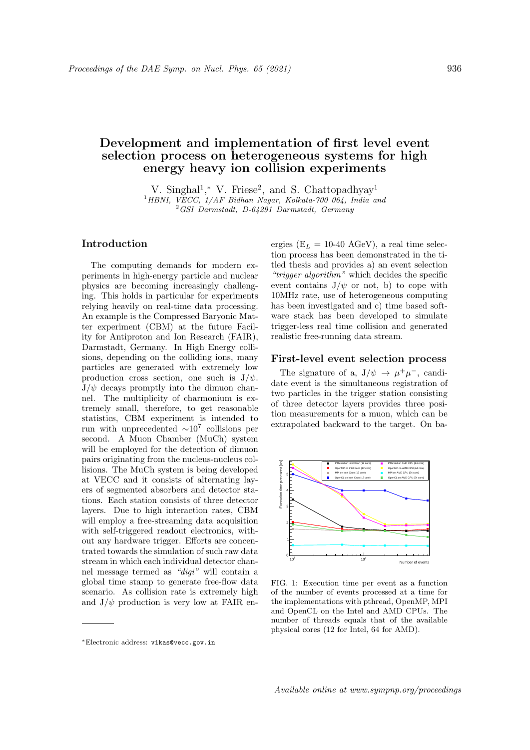# Development and implementation of first level event selection process on heterogeneous systems for high energy heavy ion collision experiments

V. Singhal[1],* V. Friese[2], and S. Chattopadhyay[1]

[1]*HBNI, VECC, 1/AF Bidhan Nagar, Kolkata-700 064, India and*
[2]*GSI Darmstadt, D-64291 Darmstadt, Germany*

## Introduction

The computing demands for modern experiments in high-energy particle and nuclear physics are becoming increasingly challenging. This holds in particular for experiments relying heavily on real-time data processing. An example is the Compressed Baryonic Matter experiment (CBM) at the future Facility for Antiproton and Ion Research (FAIR), Darmstadt, Germany. In High Energy collisions, depending on the colliding ions, many particles are generated with extremely low production cross section, one such is J/$\psi$. J/$\psi$ decays promptly into the dimuon channel. The multiplicity of charmonium is extremely small, therefore, to get reasonable statistics, CBM experiment is intended to run with unprecedented $\sim 10^7$ collisions per second. A Muon Chamber (MuCh) system will be employed for the detection of dimuon pairs originating from the nucleus-nucleus collisions. The MuCh system is being developed at VECC and it consists of alternating layers of segmented absorbers and detector stations. Each station consists of three detector layers. Due to high interaction rates, CBM will employ a free-streaming data acquisition with self-triggered readout electronics, without any hardware trigger. Efforts are concentrated towards the simulation of such raw data stream in which each individual detector channel message termed as *"digi"* will contain a global time stamp to generate free-flow data scenario. As collision rate is extremely high and J/$\psi$ production is very low at FAIR energies ($E_L$ = 10-40 AGeV), a real time selection process has been demonstrated in the titled thesis and provides a) an event selection *"trigger algorithm"* which decides the specific event contains J/$\psi$ or not, b) to cope with 10MHz rate, use of heterogeneous computing has been investigated and c) time based software stack has been developed to simulate trigger-less real time collision and generated realistic free-running data stream.

## First-level event selection process

The signature of a, J/$\psi \rightarrow \mu^+\mu^-$, candidate event is the simultaneous registration of two particles in the trigger station consisting of three detector layers provides three position measurements for a muon, which can be extrapolated backward to the target. On ba-

FIG. 1: Execution time per event as a function of the number of events processed at a time for the implementations with pthread, OpenMP, MPI and OpenCL on the Intel and AMD CPUs. The number of threads equals that of the available physical cores (12 for Intel, 64 for AMD).

*Electronic address: vikas@vecc.gov.in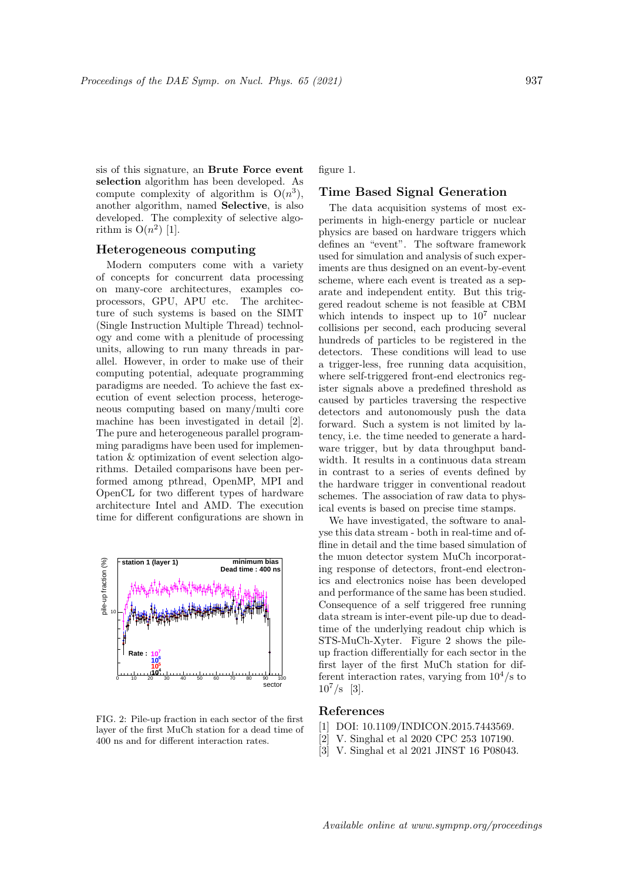sis of this signature, an **Brute Force event selection** algorithm has been developed. As compute complexity of algorithm is $O(n^3)$, another algorithm, named **Selective**, is also developed. The complexity of selective algorithm is $O(n^2)$ [1].

## Heterogeneous computing

Modern computers come with a variety of concepts for concurrent data processing on many-core architectures, examples coprocessors, GPU, APU etc. The architecture of such systems is based on the SIMT (Single Instruction Multiple Thread) technology and come with a plenitude of processing units, allowing to run many threads in parallel. However, in order to make use of their computing potential, adequate programming paradigms are needed. To achieve the fast execution of event selection process, heterogeneous computing based on many/multi core machine has been investigated in detail [2]. The pure and heterogeneous parallel programming paradigms have been used for implementation & optimization of event selection algorithms. Detailed comparisons have been performed among pthread, OpenMP, MPI and OpenCL for two different types of hardware architecture Intel and AMD. The execution time for different configurations are shown in figure 1.

station 1 (layer 1)
minimum bias
Dead time : 400 ns
pile-up fraction (%)
10
Rate : $10^7$
$10^6$
$10^5$
$10^4$
0 10 20 30 40 50 60 70 80 90 100
sector

FIG. 2: Pile-up fraction in each sector of the first layer of the first MuCh station for a dead time of 400 ns and for different interaction rates.

## Time Based Signal Generation

The data acquisition systems of most experiments in high-energy particle or nuclear physics are based on hardware triggers which defines an "event". The software framework used for simulation and analysis of such experiments are thus designed on an event-by-event scheme, where each event is treated as a separate and independent entity. But this triggered readout scheme is not feasible at CBM which intends to inspect up to $10^7$ nuclear collisions per second, each producing several hundreds of particles to be registered in the detectors. These conditions will lead to use a trigger-less, free running data acquisition, where self-triggered front-end electronics register signals above a predefined threshold as caused by particles traversing the respective detectors and autonomously push the data forward. Such a system is not limited by latency, i.e. the time needed to generate a hardware trigger, but by data throughput bandwidth. It results in a continuous data stream in contrast to a series of events defined by the hardware trigger in conventional readout schemes. The association of raw data to physical events is based on precise time stamps.

We have investigated, the software to analyse this data stream - both in real-time and offline in detail and the time based simulation of the muon detector system MuCh incorporating response of detectors, front-end electronics and electronics noise has been developed and performance of the same has been studied. Consequence of a self triggered free running data stream is inter-event pile-up due to deadtime of the underlying readout chip which is STS-MuCh-Xyter. Figure 2 shows the pile-up fraction differentially for each sector in the first layer of the first MuCh station for different interaction rates, varying from $10^4$/s to $10^7$/s [3].

## References

[1] DOI: 10.1109/INDICON.2015.7443569.

[2] V. Singhal et al 2020 CPC 253 107190.

[3] V. Singhal et al 2021 JINST 16 P08043.